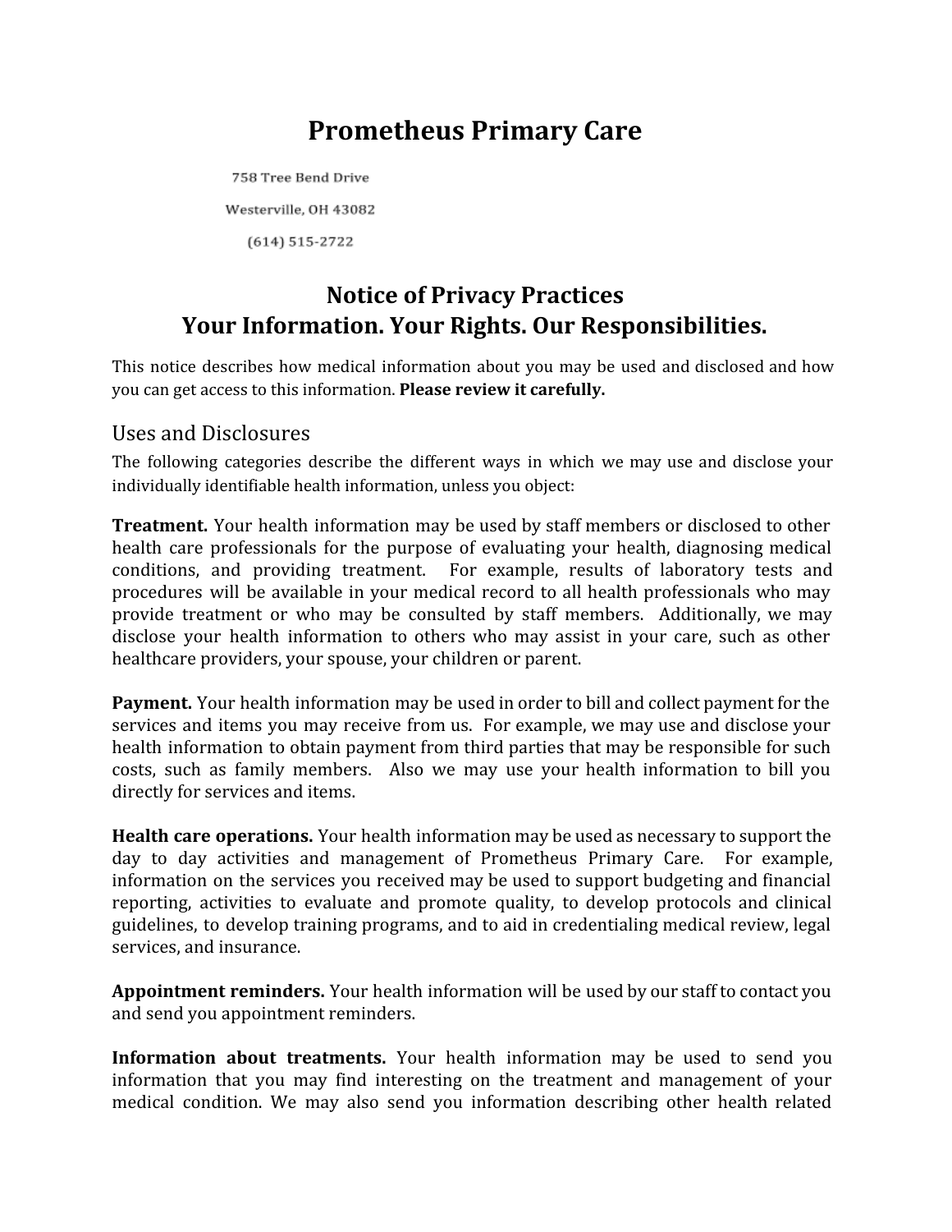# Prometheus Primary Care

758 Tree Bend Drive

Westerville, OH 43082

(614) 515-2722

## Notice of Privacy Practices
## Your Information. Your Rights. Our Responsibilities.

This notice describes how medical information about you may be used and disclosed and how you can get access to this information. **Please review it carefully.**

### Uses and Disclosures

The following categories describe the different ways in which we may use and disclose your individually identifiable health information, unless you object:

**Treatment.** Your health information may be used by staff members or disclosed to other health care professionals for the purpose of evaluating your health, diagnosing medical conditions, and providing treatment. For example, results of laboratory tests and procedures will be available in your medical record to all health professionals who may provide treatment or who may be consulted by staff members. Additionally, we may disclose your health information to others who may assist in your care, such as other healthcare providers, your spouse, your children or parent.

**Payment.** Your health information may be used in order to bill and collect payment for the services and items you may receive from us. For example, we may use and disclose your health information to obtain payment from third parties that may be responsible for such costs, such as family members. Also we may use your health information to bill you directly for services and items.

**Health care operations.** Your health information may be used as necessary to support the day to day activities and management of Prometheus Primary Care. For example, information on the services you received may be used to support budgeting and financial reporting, activities to evaluate and promote quality, to develop protocols and clinical guidelines, to develop training programs, and to aid in credentialing medical review, legal services, and insurance.

**Appointment reminders.** Your health information will be used by our staff to contact you and send you appointment reminders.

**Information about treatments.** Your health information may be used to send you information that you may find interesting on the treatment and management of your medical condition. We may also send you information describing other health related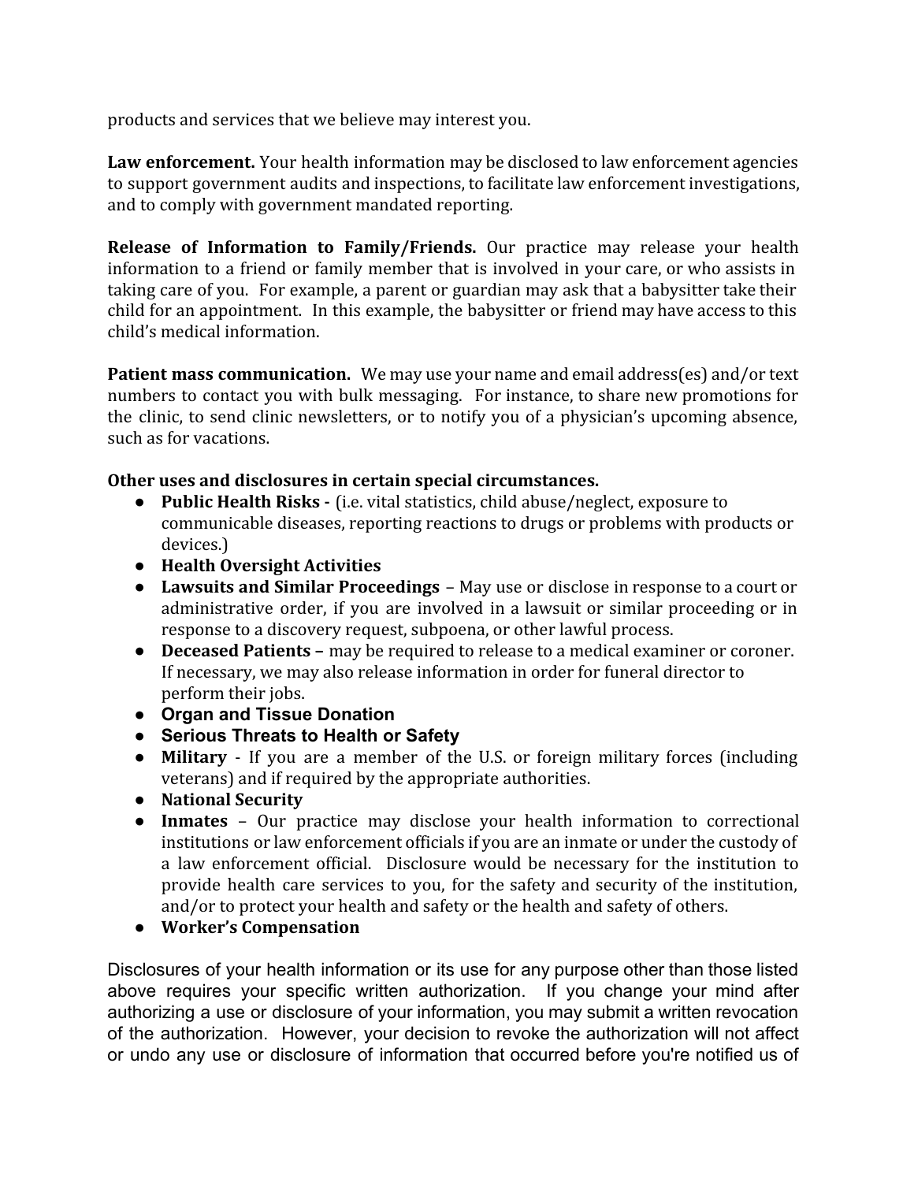products and services that we believe may interest you.

**Law enforcement.** Your health information may be disclosed to law enforcement agencies to support government audits and inspections, to facilitate law enforcement investigations, and to comply with government mandated reporting.

**Release of Information to Family/Friends.** Our practice may release your health information to a friend or family member that is involved in your care, or who assists in taking care of you. For example, a parent or guardian may ask that a babysitter take their child for an appointment. In this example, the babysitter or friend may have access to this child's medical information.

**Patient mass communication.** We may use your name and email address(es) and/or text numbers to contact you with bulk messaging. For instance, to share new promotions for the clinic, to send clinic newsletters, or to notify you of a physician's upcoming absence, such as for vacations.

**Other uses and disclosures in certain special circumstances.**

- **Public Health Risks -** (i.e. vital statistics, child abuse/neglect, exposure to communicable diseases, reporting reactions to drugs or problems with products or devices.)
- **Health Oversight Activities**
- **Lawsuits and Similar Proceedings** – May use or disclose in response to a court or administrative order, if you are involved in a lawsuit or similar proceeding or in response to a discovery request, subpoena, or other lawful process.
- **Deceased Patients –** may be required to release to a medical examiner or coroner. If necessary, we may also release information in order for funeral director to perform their jobs.
- **Organ and Tissue Donation**
- **Serious Threats to Health or Safety**
- **Military** - If you are a member of the U.S. or foreign military forces (including veterans) and if required by the appropriate authorities.
- **National Security**
- **Inmates** – Our practice may disclose your health information to correctional institutions or law enforcement officials if you are an inmate or under the custody of a law enforcement official. Disclosure would be necessary for the institution to provide health care services to you, for the safety and security of the institution, and/or to protect your health and safety or the health and safety of others.
- **Worker's Compensation**

Disclosures of your health information or its use for any purpose other than those listed above requires your specific written authorization. If you change your mind after authorizing a use or disclosure of your information, you may submit a written revocation of the authorization. However, your decision to revoke the authorization will not affect or undo any use or disclosure of information that occurred before you're notified us of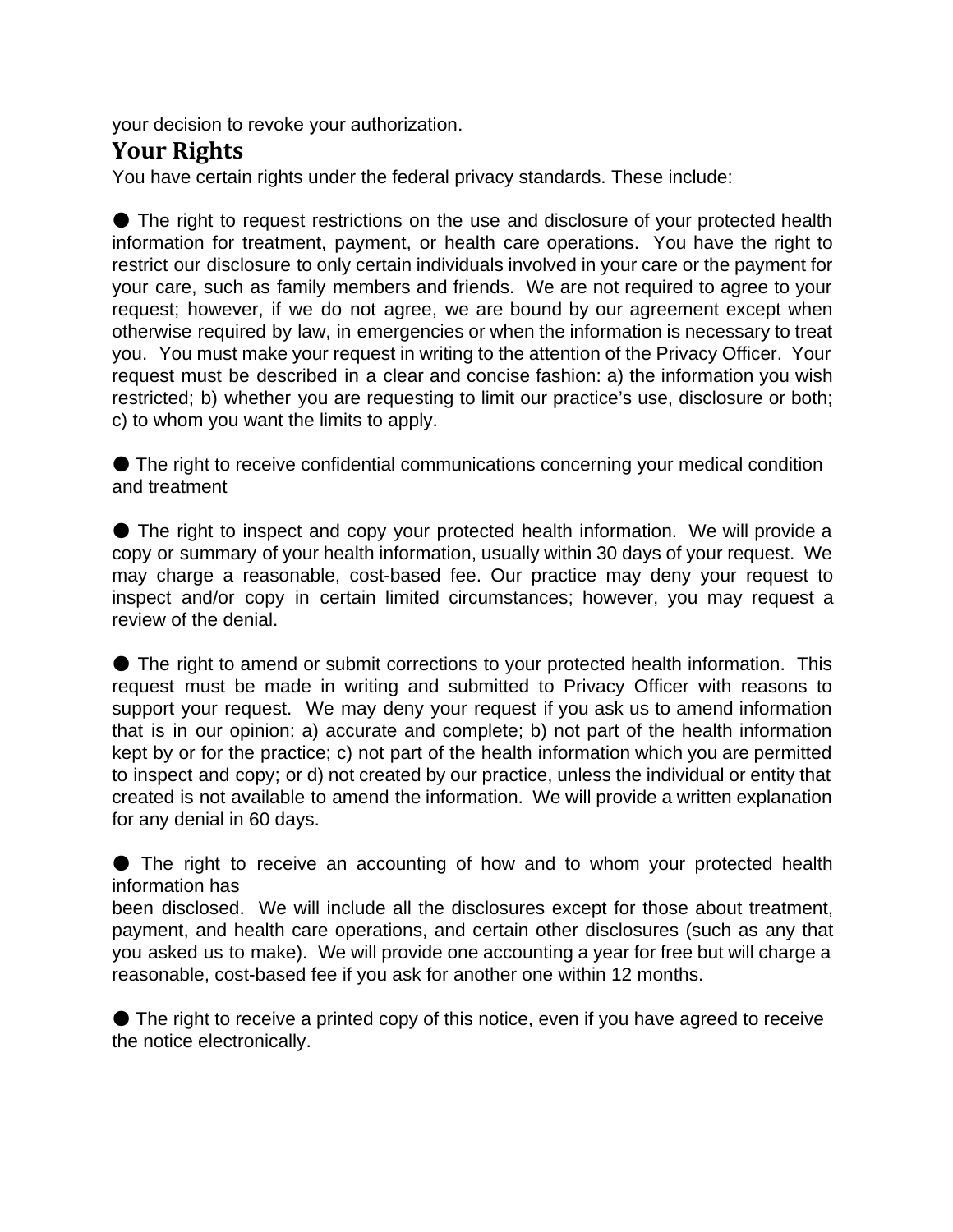your decision to revoke your authorization.

## Your Rights

You have certain rights under the federal privacy standards. These include:

● The right to request restrictions on the use and disclosure of your protected health information for treatment, payment, or health care operations. You have the right to restrict our disclosure to only certain individuals involved in your care or the payment for your care, such as family members and friends. We are not required to agree to your request; however, if we do not agree, we are bound by our agreement except when otherwise required by law, in emergencies or when the information is necessary to treat you. You must make your request in writing to the attention of the Privacy Officer. Your request must be described in a clear and concise fashion: a) the information you wish restricted; b) whether you are requesting to limit our practice's use, disclosure or both; c) to whom you want the limits to apply.

● The right to receive confidential communications concerning your medical condition and treatment

● The right to inspect and copy your protected health information. We will provide a copy or summary of your health information, usually within 30 days of your request. We may charge a reasonable, cost-based fee. Our practice may deny your request to inspect and/or copy in certain limited circumstances; however, you may request a review of the denial.

● The right to amend or submit corrections to your protected health information. This request must be made in writing and submitted to Privacy Officer with reasons to support your request. We may deny your request if you ask us to amend information that is in our opinion: a) accurate and complete; b) not part of the health information kept by or for the practice; c) not part of the health information which you are permitted to inspect and copy; or d) not created by our practice, unless the individual or entity that created is not available to amend the information. We will provide a written explanation for any denial in 60 days.

● The right to receive an accounting of how and to whom your protected health information has
been disclosed. We will include all the disclosures except for those about treatment, payment, and health care operations, and certain other disclosures (such as any that you asked us to make). We will provide one accounting a year for free but will charge a reasonable, cost-based fee if you ask for another one within 12 months.

● The right to receive a printed copy of this notice, even if you have agreed to receive the notice electronically.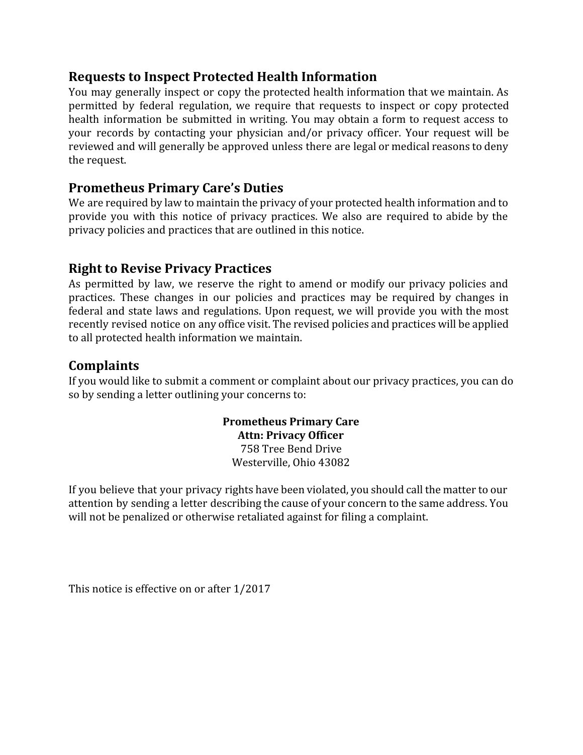## Requests to Inspect Protected Health Information

You may generally inspect or copy the protected health information that we maintain. As permitted by federal regulation, we require that requests to inspect or copy protected health information be submitted in writing. You may obtain a form to request access to your records by contacting your physician and/or privacy officer. Your request will be reviewed and will generally be approved unless there are legal or medical reasons to deny the request.

## Prometheus Primary Care's Duties

We are required by law to maintain the privacy of your protected health information and to provide you with this notice of privacy practices. We also are required to abide by the privacy policies and practices that are outlined in this notice.

## Right to Revise Privacy Practices

As permitted by law, we reserve the right to amend or modify our privacy policies and practices. These changes in our policies and practices may be required by changes in federal and state laws and regulations. Upon request, we will provide you with the most recently revised notice on any office visit. The revised policies and practices will be applied to all protected health information we maintain.

## Complaints

If you would like to submit a comment or complaint about our privacy practices, you can do so by sending a letter outlining your concerns to:

**Prometheus Primary Care**
**Attn: Privacy Officer**
758 Tree Bend Drive
Westerville, Ohio 43082

If you believe that your privacy rights have been violated, you should call the matter to our attention by sending a letter describing the cause of your concern to the same address. You will not be penalized or otherwise retaliated against for filing a complaint.

This notice is effective on or after 1/2017